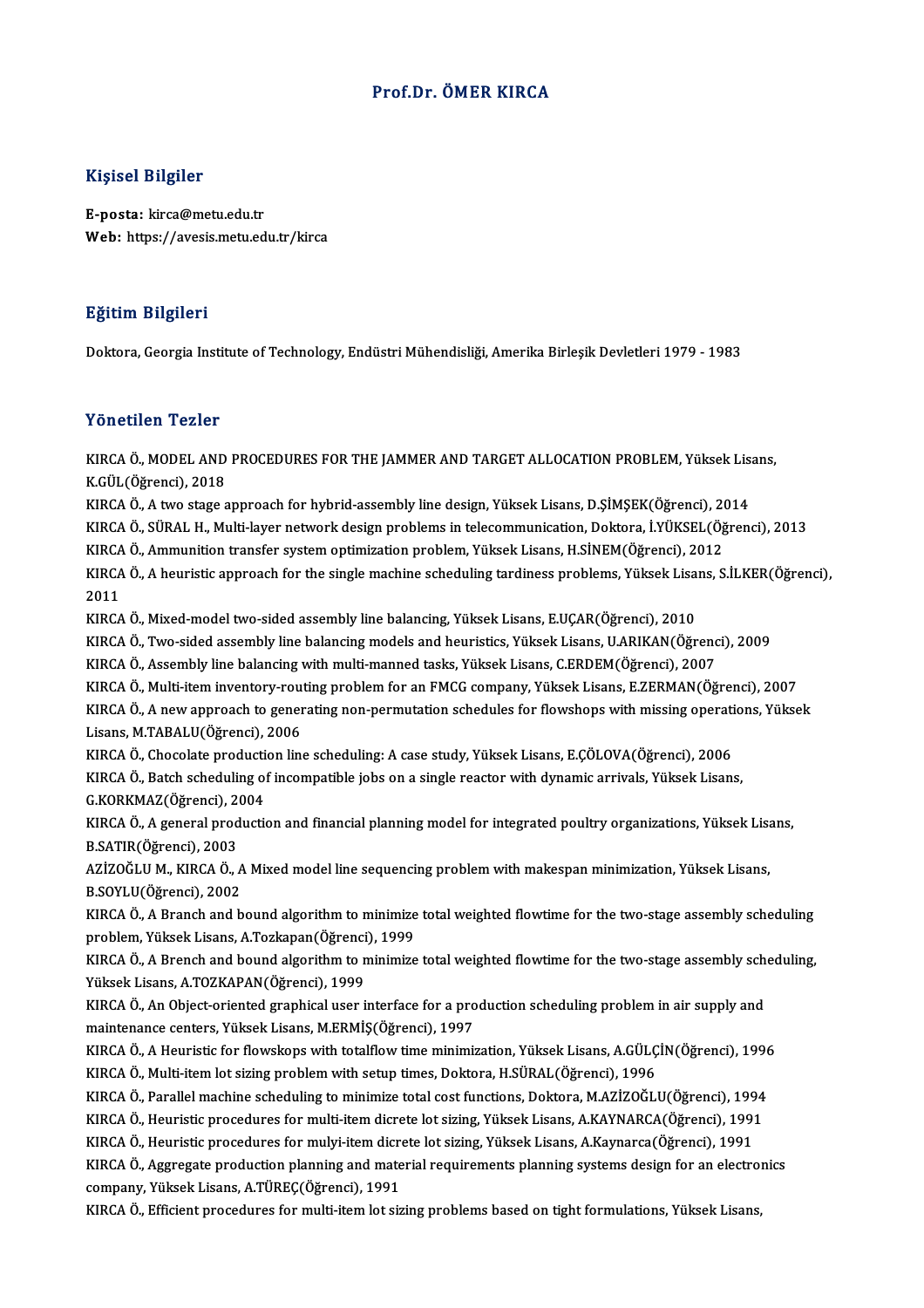# Prof.Dr. ÖMER KIRCA

## Kişisel Bilgiler

**E-posta:** kirca@metu.edu.tr
**Web:** https://avesis.metu.edu.tr/kirca

## Eğitim Bilgileri

Doktora, Georgia Institute of Technology, Endüstri Mühendisliği, Amerika Birleşik Devletleri 1979 - 1983

## Yönetilen Tezler

KIRCA Ö., MODEL AND PROCEDURES FOR THE JAMMER AND TARGET ALLOCATION PROBLEM, Yüksek Lisans, K.GÜL(Öğrenci), 2018

KIRCA Ö., A two stage approach for hybrid-assembly line design, Yüksek Lisans, D.ŞİMŞEK(Öğrenci), 2014

KIRCA Ö., SÜRAL H., Multi-layer network design problems in telecommunication, Doktora, İ.YÜKSEL(Öğrenci), 2013

KIRCA Ö., Ammunition transfer system optimization problem, Yüksek Lisans, H.SİNEM(Öğrenci), 2012

KIRCA Ö., A heuristic approach for the single machine scheduling tardiness problems, Yüksek Lisans, S.İLKER(Öğrenci), 2011

KIRCA Ö., Mixed-model two-sided assembly line balancing, Yüksek Lisans, E.UÇAR(Öğrenci), 2010

KIRCA Ö., Two-sided assembly line balancing models and heuristics, Yüksek Lisans, U.ARIKAN(Öğrenci), 2009

KIRCA Ö., Assembly line balancing with multi-manned tasks, Yüksek Lisans, C.ERDEM(Öğrenci), 2007

KIRCA Ö., Multi-item inventory-routing problem for an FMCG company, Yüksek Lisans, E.ZERMAN(Öğrenci), 2007

KIRCA Ö., A new approach to generating non-permutation schedules for flowshops with missing operations, Yüksek Lisans, M.TABALU(Öğrenci), 2006

KIRCA Ö., Chocolate production line scheduling: A case study, Yüksek Lisans, E.ÇÖLOVA(Öğrenci), 2006

KIRCA Ö., Batch scheduling of incompatible jobs on a single reactor with dynamic arrivals, Yüksek Lisans, G.KORKMAZ(Öğrenci), 2004

KIRCA Ö., A general production and financial planning model for integrated poultry organizations, Yüksek Lisans, B.SATIR(Öğrenci), 2003

AZİZOĞLU M., KIRCA Ö., A Mixed model line sequencing problem with makespan minimization, Yüksek Lisans, B.SOYLU(Öğrenci), 2002

KIRCA Ö., A Branch and bound algorithm to minimize total weighted flowtime for the two-stage assembly scheduling problem, Yüksek Lisans, A.Tozkapan(Öğrenci), 1999

KIRCA Ö., A Brench and bound algorithm to minimize total weighted flowtime for the two-stage assembly scheduling, Yüksek Lisans, A.TOZKAPAN(Öğrenci), 1999

KIRCA Ö., An Object-oriented graphical user interface for a production scheduling problem in air supply and maintenance centers, Yüksek Lisans, M.ERMİŞ(Öğrenci), 1997

KIRCA Ö., A Heuristic for flowskops with totalflow time minimization, Yüksek Lisans, A.GÜLÇİN(Öğrenci), 1996

KIRCA Ö., Multi-item lot sizing problem with setup times, Doktora, H.SÜRAL(Öğrenci), 1996

KIRCA Ö., Parallel machine scheduling to minimize total cost functions, Doktora, M.AZİZOĞLU(Öğrenci), 1994

KIRCA Ö., Heuristic procedures for multi-item dicrete lot sizing, Yüksek Lisans, A.KAYNARCA(Öğrenci), 1991

KIRCA Ö., Heuristic procedures for mulyi-item dicrete lot sizing, Yüksek Lisans, A.Kaynarca(Öğrenci), 1991

KIRCA Ö., Aggregate production planning and material requirements planning systems design for an electronics company, Yüksek Lisans, A.TÜREÇ(Öğrenci), 1991

KIRCA Ö., Efficient procedures for multi-item lot sizing problems based on tight formulations, Yüksek Lisans,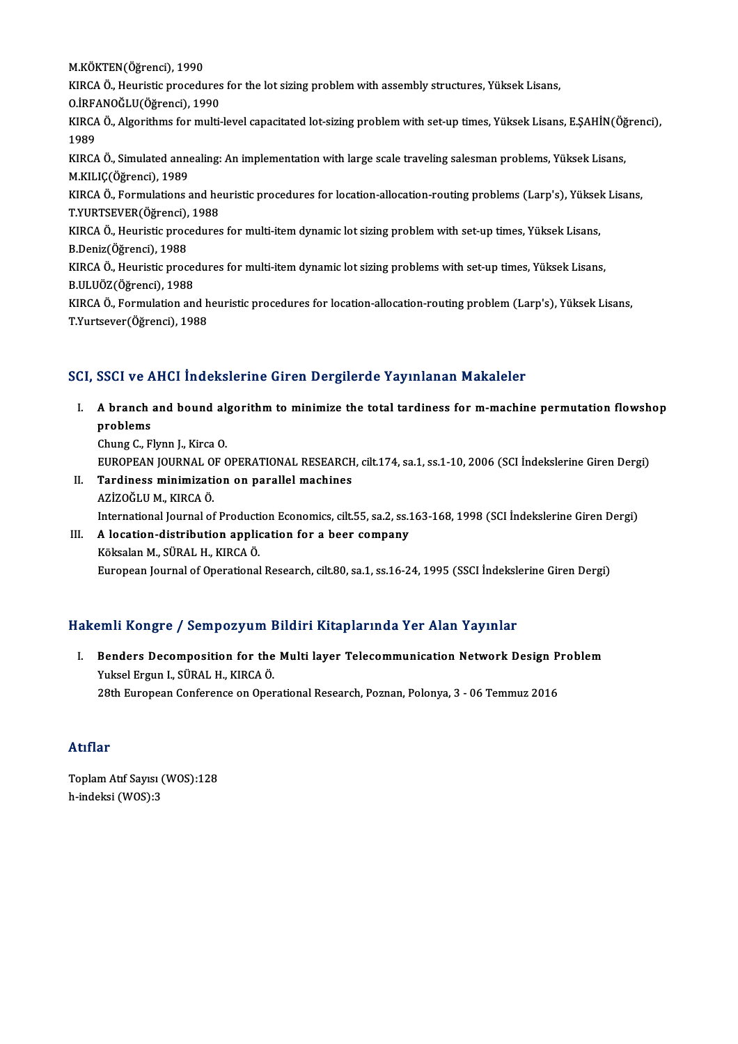M.KÖKTEN(Öğrenci), 1990

KIRCA Ö., Heuristic procedures for the lot sizing problem with assembly structures, Yüksek Lisans, O.İRFANOĞLU(Öğrenci), 1990

KIRCA Ö., Algorithms for multi-level capacitated lot-sizing problem with set-up times, Yüksek Lisans, E.ŞAHİN(Öğrenci), 1989

KIRCA Ö., Simulated annealing: An implementation with large scale traveling salesman problems, Yüksek Lisans, M.KILIÇ(Öğrenci), 1989

KIRCA Ö., Formulations and heuristic procedures for location-allocation-routing problems (Larp's), Yüksek Lisans, T.YURTSEVER(Öğrenci), 1988

KIRCA Ö., Heuristic procedures for multi-item dynamic lot sizing problem with set-up times, Yüksek Lisans, B.Deniz(Öğrenci), 1988

KIRCA Ö., Heuristic procedures for multi-item dynamic lot sizing problems with set-up times, Yüksek Lisans, B.ULUÖZ(Öğrenci), 1988

KIRCA Ö., Formulation and heuristic procedures for location-allocation-routing problem (Larp's), Yüksek Lisans, T.Yurtsever(Öğrenci), 1988

## SCI, SSCI ve AHCI İndekslerine Giren Dergilerde Yayınlanan Makaleler

I. **A branch and bound algorithm to minimize the total tardiness for m-machine permutation flowshop problems**
   Chung C., Flynn J., Kirca O.
   EUROPEAN JOURNAL OF OPERATIONAL RESEARCH, cilt.174, sa.1, ss.1-10, 2006 (SCI İndekslerine Giren Dergi)

II. **Tardiness minimization on parallel machines**
   AZİZOĞLU M., KIRCA Ö.
   International Journal of Production Economics, cilt.55, sa.2, ss.163-168, 1998 (SCI İndekslerine Giren Dergi)

III. **A location-distribution application for a beer company**
   Köksalan M., SÜRAL H., KIRCA Ö.
   European Journal of Operational Research, cilt.80, sa.1, ss.16-24, 1995 (SSCI İndekslerine Giren Dergi)

## Hakemli Kongre / Sempozyum Bildiri Kitaplarında Yer Alan Yayınlar

I. **Benders Decomposition for the Multi layer Telecommunication Network Design Problem**
   Yuksel Ergun I., SÜRAL H., KIRCA Ö.
   28th European Conference on Operational Research, Poznan, Polonya, 3 - 06 Temmuz 2016

## Atıflar

Toplam Atıf Sayısı (WOS):128
h-indeksi (WOS):3